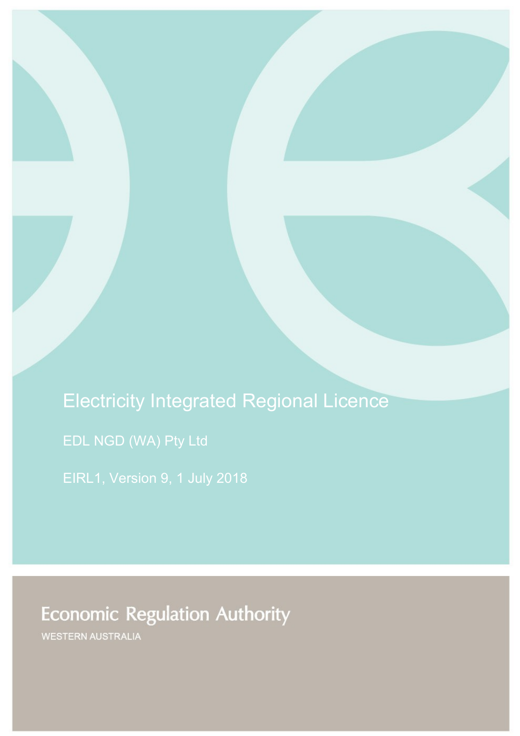# Electricity Integrated Regional Licence

EDL NGD (WA) Pty Ltd

EIRL1, Version 9, 1 July 2018

Economic Regulation Authority

WESTERN AUSTRALIA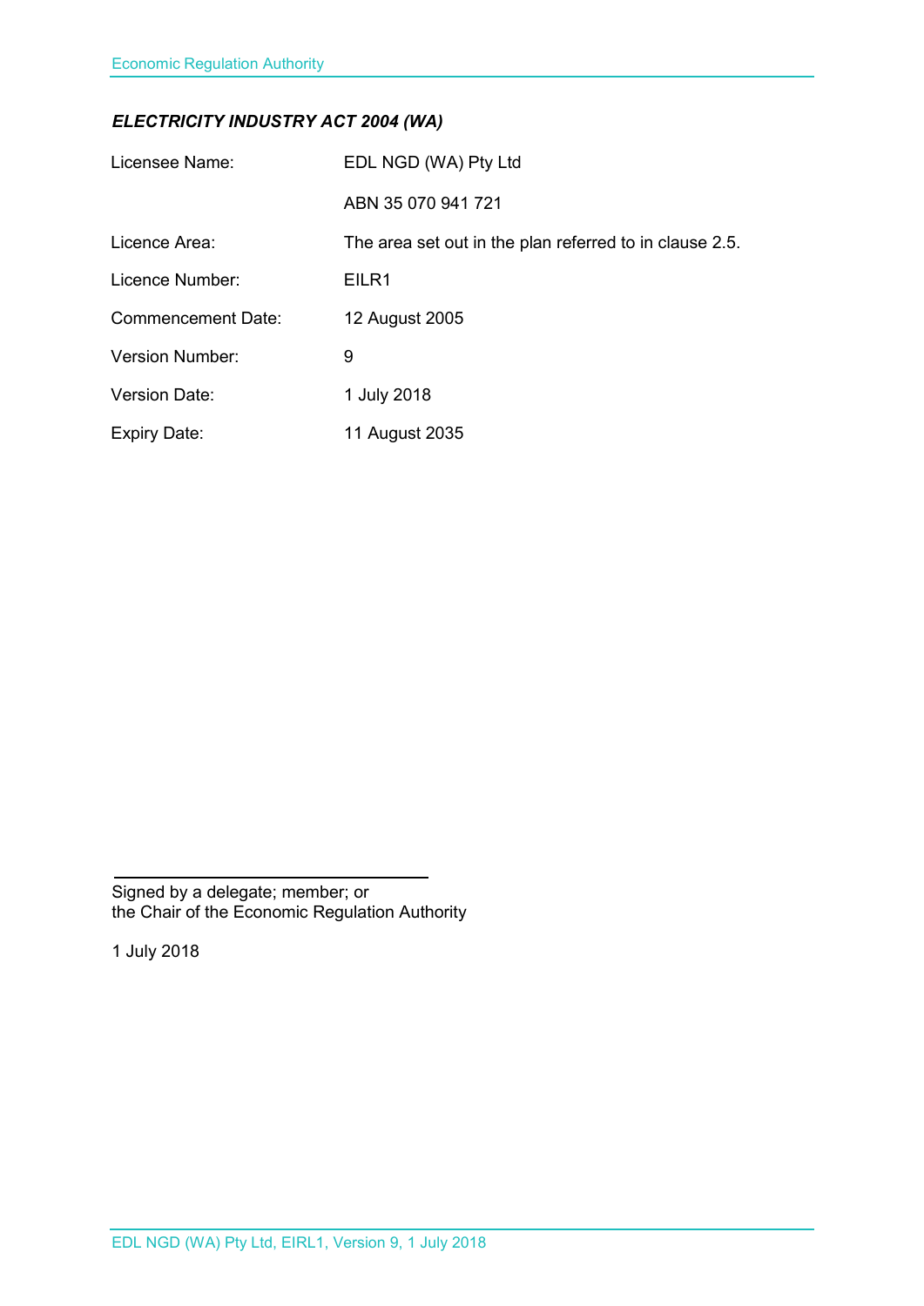***ELECTRICITY INDUSTRY ACT 2004 (WA)***

| | |
|---|---|
| Licensee Name: | EDL NGD (WA) Pty Ltd |
| | ABN 35 070 941 721 |
| Licence Area: | The area set out in the plan referred to in clause 2.5. |
| Licence Number: | EILR1 |
| Commencement Date: | 12 August 2005 |
| Version Number: | 9 |
| Version Date: | 1 July 2018 |
| Expiry Date: | 11 August 2035 |

Signed by a delegate; member; or
the Chair of the Economic Regulation Authority

1 July 2018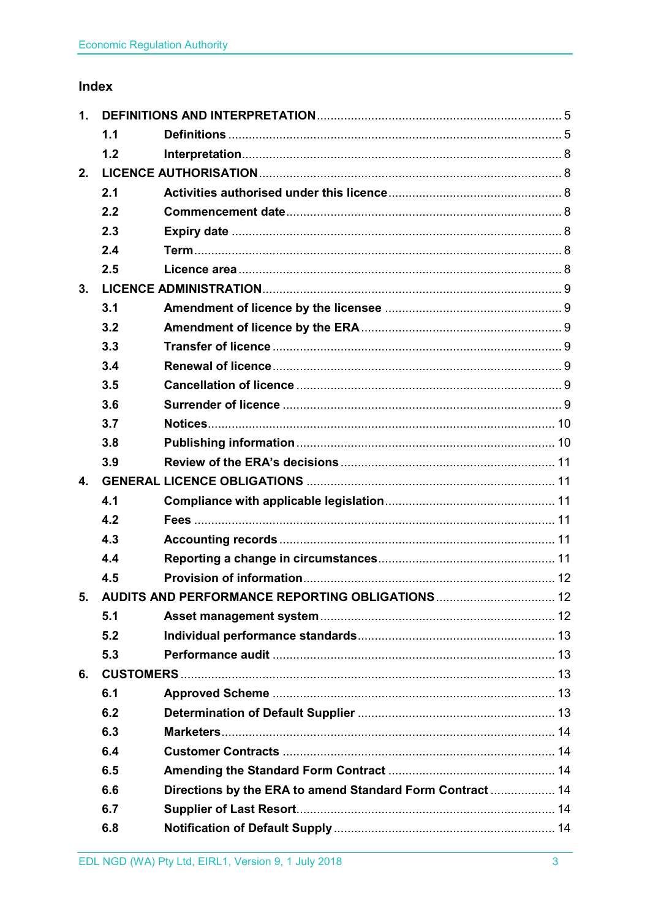## Index

| | | | |
|---|---|---|---|
| **1.** | **DEFINITIONS AND INTERPRETATION** | | 5 |
| | **1.1** | **Definitions** | 5 |
| | **1.2** | **Interpretation** | 8 |
| **2.** | **LICENCE AUTHORISATION** | | 8 |
| | **2.1** | **Activities authorised under this licence** | 8 |
| | **2.2** | **Commencement date** | 8 |
| | **2.3** | **Expiry date** | 8 |
| | **2.4** | **Term** | 8 |
| | **2.5** | **Licence area** | 8 |
| **3.** | **LICENCE ADMINISTRATION** | | 9 |
| | **3.1** | **Amendment of licence by the licensee** | 9 |
| | **3.2** | **Amendment of licence by the ERA** | 9 |
| | **3.3** | **Transfer of licence** | 9 |
| | **3.4** | **Renewal of licence** | 9 |
| | **3.5** | **Cancellation of licence** | 9 |
| | **3.6** | **Surrender of licence** | 9 |
| | **3.7** | **Notices** | 10 |
| | **3.8** | **Publishing information** | 10 |
| | **3.9** | **Review of the ERA's decisions** | 11 |
| **4.** | **GENERAL LICENCE OBLIGATIONS** | | 11 |
| | **4.1** | **Compliance with applicable legislation** | 11 |
| | **4.2** | **Fees** | 11 |
| | **4.3** | **Accounting records** | 11 |
| | **4.4** | **Reporting a change in circumstances** | 11 |
| | **4.5** | **Provision of information** | 12 |
| **5.** | **AUDITS AND PERFORMANCE REPORTING OBLIGATIONS** | | 12 |
| | **5.1** | **Asset management system** | 12 |
| | **5.2** | **Individual performance standards** | 13 |
| | **5.3** | **Performance audit** | 13 |
| **6.** | **CUSTOMERS** | | 13 |
| | **6.1** | **Approved Scheme** | 13 |
| | **6.2** | **Determination of Default Supplier** | 13 |
| | **6.3** | **Marketers** | 14 |
| | **6.4** | **Customer Contracts** | 14 |
| | **6.5** | **Amending the Standard Form Contract** | 14 |
| | **6.6** | **Directions by the ERA to amend Standard Form Contract** | 14 |
| | **6.7** | **Supplier of Last Resort** | 14 |
| | **6.8** | **Notification of Default Supply** | 14 |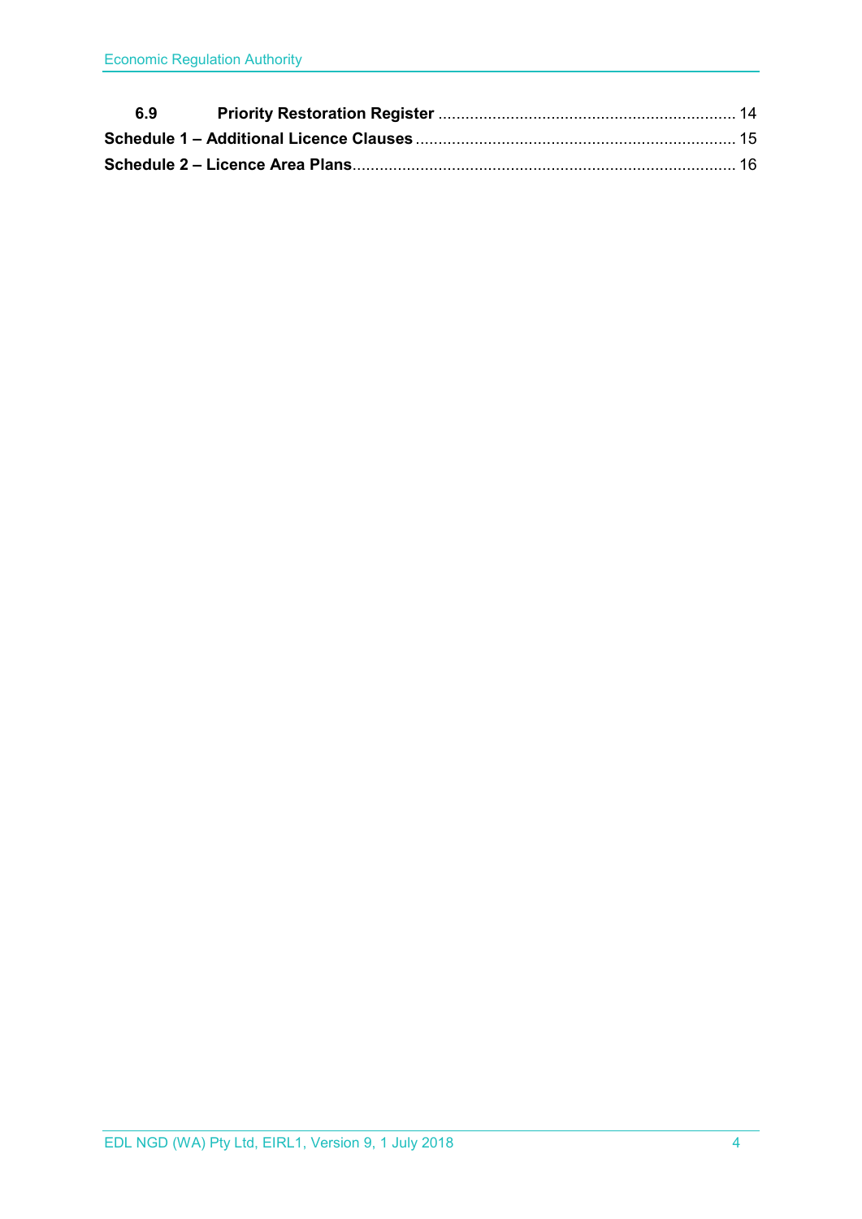| | | |
|---|---|---|
| **6.9** | **Priority Restoration Register** | 14 |
| **Schedule 1 – Additional Licence Clauses** | | 15 |
| **Schedule 2 – Licence Area Plans** | | 16 |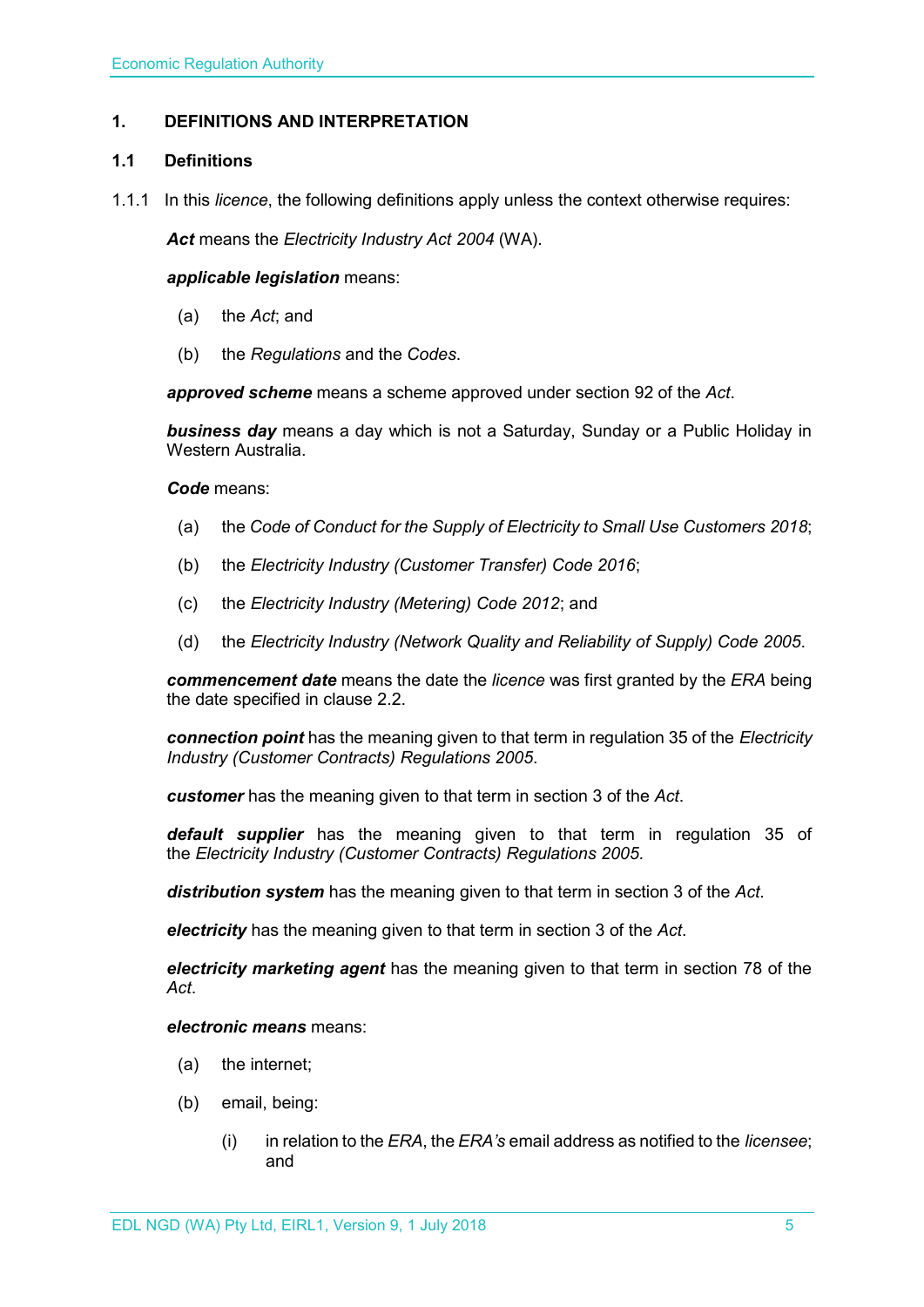# 1. DEFINITIONS AND INTERPRETATION

## 1.1 Definitions

1.1.1 In this *licence*, the following definitions apply unless the context otherwise requires:

***Act*** means the *Electricity Industry Act 2004* (WA).

***applicable legislation*** means:

(a) the *Act*; and

(b) the *Regulations* and the *Codes*.

***approved scheme*** means a scheme approved under section 92 of the *Act*.

***business day*** means a day which is not a Saturday, Sunday or a Public Holiday in Western Australia.

***Code*** means:

(a) the *Code of Conduct for the Supply of Electricity to Small Use Customers 2018*;

(b) the *Electricity Industry (Customer Transfer) Code 2016*;

(c) the *Electricity Industry (Metering) Code 2012*; and

(d) the *Electricity Industry (Network Quality and Reliability of Supply) Code 2005*.

***commencement date*** means the date the *licence* was first granted by the *ERA* being the date specified in clause 2.2.

***connection point*** has the meaning given to that term in regulation 35 of the *Electricity Industry (Customer Contracts) Regulations 2005*.

***customer*** has the meaning given to that term in section 3 of the *Act*.

***default supplier*** has the meaning given to that term in regulation 35 of the *Electricity Industry (Customer Contracts) Regulations 2005.*

***distribution system*** has the meaning given to that term in section 3 of the *Act*.

***electricity*** has the meaning given to that term in section 3 of the *Act*.

***electricity marketing agent*** has the meaning given to that term in section 78 of the *Act*.

***electronic means*** means:

(a) the internet;

(b) email, being:

(i) in relation to the *ERA*, the *ERA's* email address as notified to the *licensee*; and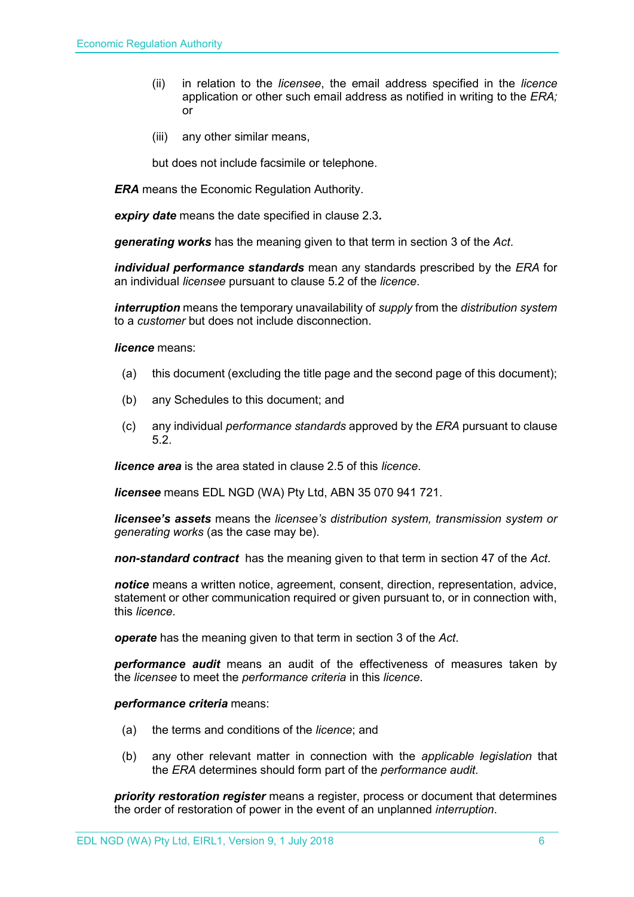(ii) in relation to the *licensee*, the email address specified in the *licence* application or other such email address as notified in writing to the *ERA;* or

(iii) any other similar means,

but does not include facsimile or telephone.

***ERA*** means the Economic Regulation Authority.

***expiry date*** means the date specified in clause 2.3**.**

***generating works*** has the meaning given to that term in section 3 of the *Act*.

***individual performance standards*** mean any standards prescribed by the *ERA* for an individual *licensee* pursuant to clause 5.2 of the *licence*.

***interruption*** means the temporary unavailability of *supply* from the *distribution system* to a *customer* but does not include disconnection.

***licence*** means:

(a) this document (excluding the title page and the second page of this document);

(b) any Schedules to this document; and

(c) any individual *performance standards* approved by the *ERA* pursuant to clause 5.2.

***licence area*** is the area stated in clause 2.5 of this *licence*.

***licensee*** means EDL NGD (WA) Pty Ltd, ABN 35 070 941 721.

***licensee's assets*** means the *licensee's distribution system, transmission system or generating works* (as the case may be).

***non-standard contract*** has the meaning given to that term in section 47 of the *Act*.

***notice*** means a written notice, agreement, consent, direction, representation, advice, statement or other communication required or given pursuant to, or in connection with, this *licence*.

***operate*** has the meaning given to that term in section 3 of the *Act*.

***performance audit*** means an audit of the effectiveness of measures taken by the *licensee* to meet the *performance criteria* in this *licence*.

***performance criteria*** means:

(a) the terms and conditions of the *licence*; and

(b) any other relevant matter in connection with the *applicable legislation* that the *ERA* determines should form part of the *performance audit*.

***priority restoration register*** means a register, process or document that determines the order of restoration of power in the event of an unplanned *interruption*.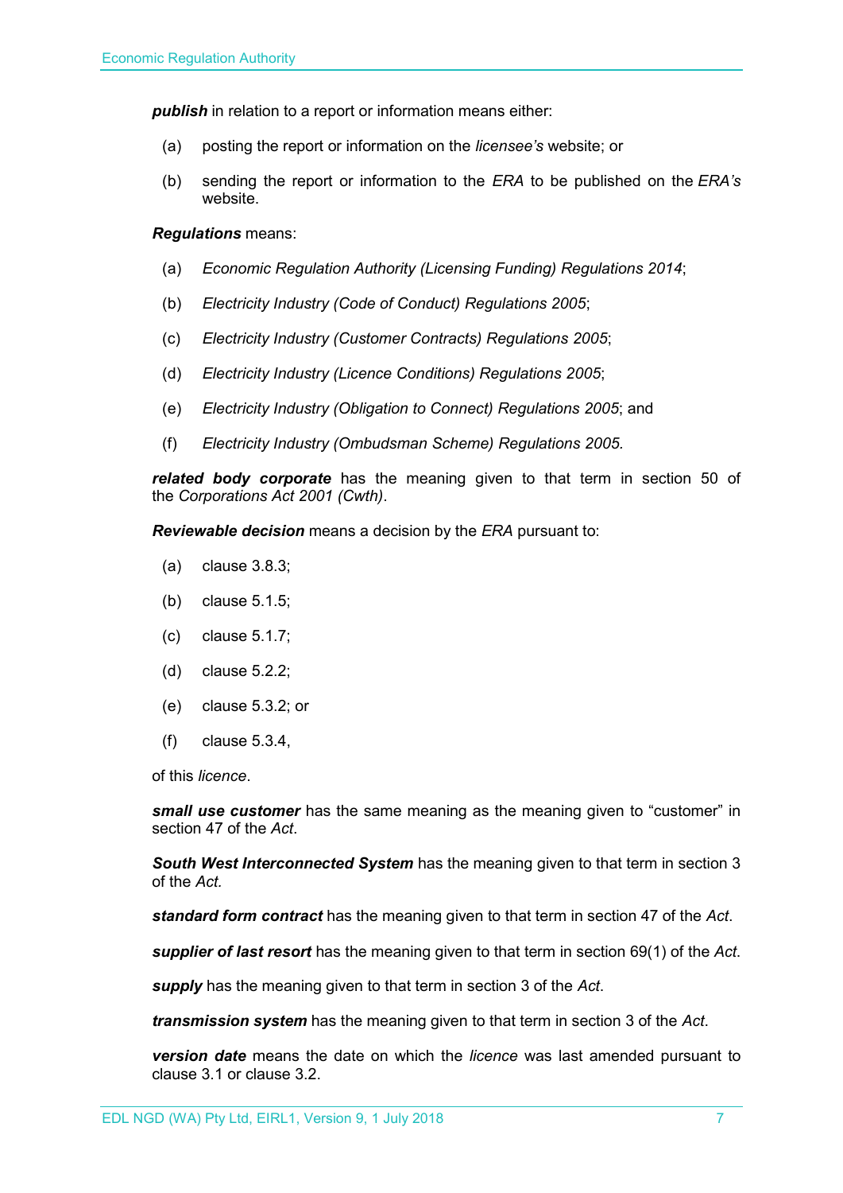***publish*** in relation to a report or information means either:

(a) posting the report or information on the *licensee's* website; or

(b) sending the report or information to the *ERA* to be published on the *ERA's* website.

***Regulations*** means:

(a) *Economic Regulation Authority (Licensing Funding) Regulations 2014*;

(b) *Electricity Industry (Code of Conduct) Regulations 2005*;

(c) *Electricity Industry (Customer Contracts) Regulations 2005*;

(d) *Electricity Industry (Licence Conditions) Regulations 2005*;

(e) *Electricity Industry (Obligation to Connect) Regulations 2005*; and

(f) *Electricity Industry (Ombudsman Scheme) Regulations 2005.*

***related body corporate*** has the meaning given to that term in section 50 of the *Corporations Act 2001 (Cwth)*.

***Reviewable decision*** means a decision by the *ERA* pursuant to:

(a) clause 3.8.3;

(b) clause 5.1.5;

(c) clause 5.1.7;

(d) clause 5.2.2;

(e) clause 5.3.2; or

(f) clause 5.3.4,

of this *licence*.

***small use customer*** has the same meaning as the meaning given to "customer" in section 47 of the *Act*.

***South West Interconnected System*** has the meaning given to that term in section 3 of the *Act.*

***standard form contract*** has the meaning given to that term in section 47 of the *Act*.

***supplier of last resort*** has the meaning given to that term in section 69(1) of the *Act*.

***supply*** has the meaning given to that term in section 3 of the *Act*.

***transmission system*** has the meaning given to that term in section 3 of the *Act*.

***version date*** means the date on which the *licence* was last amended pursuant to clause 3.1 or clause 3.2.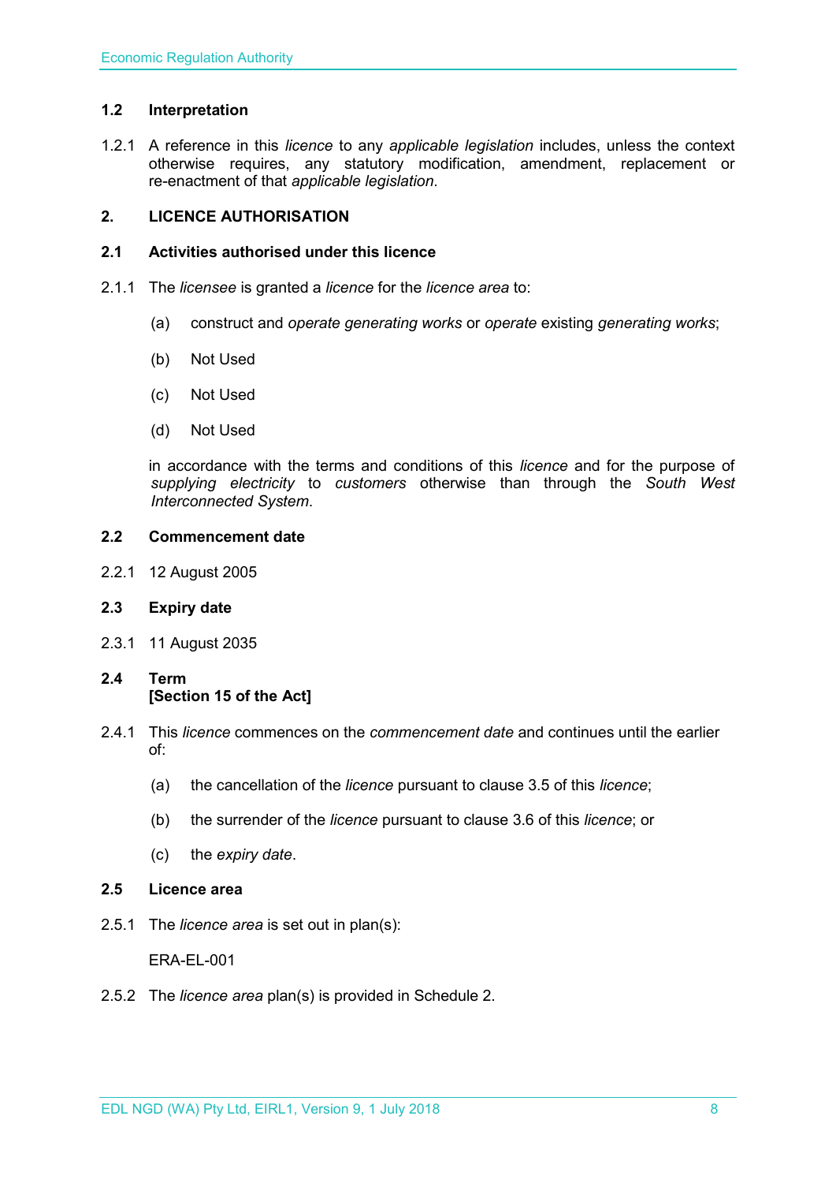### 1.2 Interpretation

1.2.1 A reference in this *licence* to any *applicable legislation* includes, unless the context otherwise requires, any statutory modification, amendment, replacement or re-enactment of that *applicable legislation*.

## 2. LICENCE AUTHORISATION

### 2.1 Activities authorised under this licence

2.1.1 The *licensee* is granted a *licence* for the *licence area* to:

(a) construct and *operate generating works* or *operate* existing *generating works*;

(b) Not Used

(c) Not Used

(d) Not Used

in accordance with the terms and conditions of this *licence* and for the purpose of *supplying electricity* to *customers* otherwise than through the *South West Interconnected System*.

### 2.2 Commencement date

2.2.1 12 August 2005

### 2.3 Expiry date

2.3.1 11 August 2035

### 2.4 Term
**[Section 15 of the Act]**

2.4.1 This *licence* commences on the *commencement date* and continues until the earlier of:

(a) the cancellation of the *licence* pursuant to clause 3.5 of this *licence*;

(b) the surrender of the *licence* pursuant to clause 3.6 of this *licence*; or

(c) the *expiry date*.

### 2.5 Licence area

2.5.1 The *licence area* is set out in plan(s):

ERA-EL-001

2.5.2 The *licence area* plan(s) is provided in Schedule 2.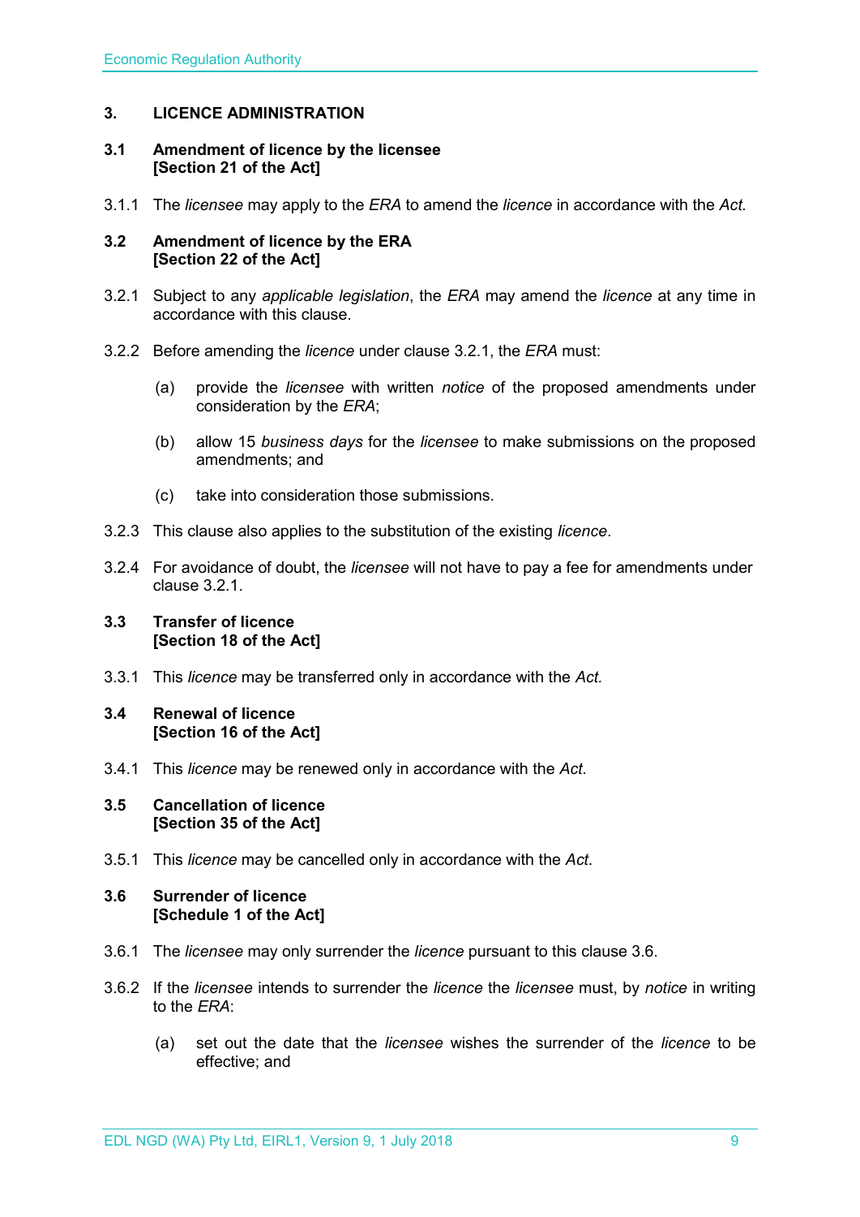## 3. LICENCE ADMINISTRATION

### 3.1 Amendment of licence by the licensee [Section 21 of the Act]

3.1.1 The *licensee* may apply to the *ERA* to amend the *licence* in accordance with the *Act.*

### 3.2 Amendment of licence by the ERA [Section 22 of the Act]

3.2.1 Subject to any *applicable legislation*, the *ERA* may amend the *licence* at any time in accordance with this clause.

3.2.2 Before amending the *licence* under clause 3.2.1, the *ERA* must:

(a) provide the *licensee* with written *notice* of the proposed amendments under consideration by the *ERA*;

(b) allow 15 *business days* for the *licensee* to make submissions on the proposed amendments; and

(c) take into consideration those submissions.

3.2.3 This clause also applies to the substitution of the existing *licence*.

3.2.4 For avoidance of doubt, the *licensee* will not have to pay a fee for amendments under clause 3.2.1.

### 3.3 Transfer of licence [Section 18 of the Act]

3.3.1 This *licence* may be transferred only in accordance with the *Act.*

### 3.4 Renewal of licence [Section 16 of the Act]

3.4.1 This *licence* may be renewed only in accordance with the *Act*.

### 3.5 Cancellation of licence [Section 35 of the Act]

3.5.1 This *licence* may be cancelled only in accordance with the *Act*.

### 3.6 Surrender of licence [Schedule 1 of the Act]

3.6.1 The *licensee* may only surrender the *licence* pursuant to this clause 3.6.

3.6.2 If the *licensee* intends to surrender the *licence* the *licensee* must, by *notice* in writing to the *ERA*:

(a) set out the date that the *licensee* wishes the surrender of the *licence* to be effective; and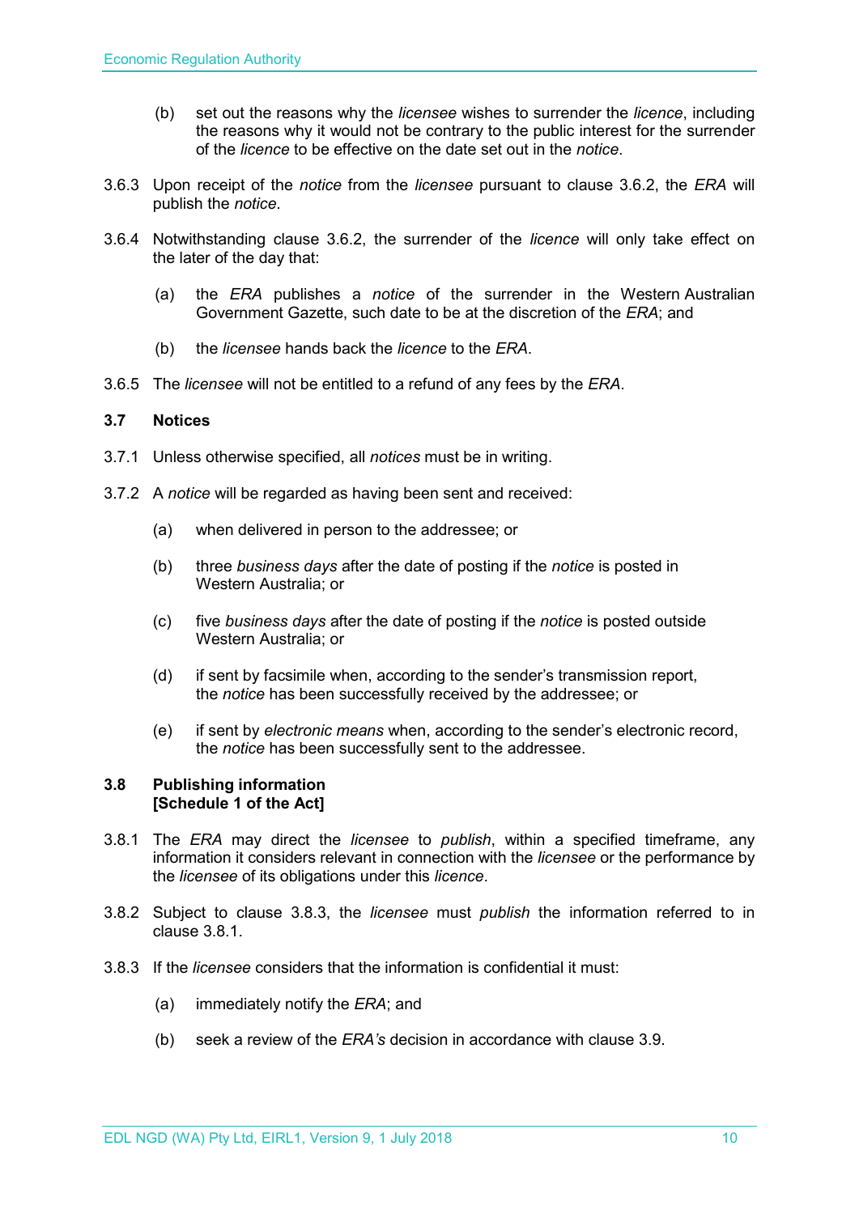(b) set out the reasons why the *licensee* wishes to surrender the *licence*, including the reasons why it would not be contrary to the public interest for the surrender of the *licence* to be effective on the date set out in the *notice*.

3.6.3 Upon receipt of the *notice* from the *licensee* pursuant to clause 3.6.2, the *ERA* will publish the *notice*.

3.6.4 Notwithstanding clause 3.6.2, the surrender of the *licence* will only take effect on the later of the day that:

(a) the *ERA* publishes a *notice* of the surrender in the Western Australian Government Gazette, such date to be at the discretion of the *ERA*; and

(b) the *licensee* hands back the *licence* to the *ERA*.

3.6.5 The *licensee* will not be entitled to a refund of any fees by the *ERA*.

### 3.7 Notices

3.7.1 Unless otherwise specified, all *notices* must be in writing.

3.7.2 A *notice* will be regarded as having been sent and received:

(a) when delivered in person to the addressee; or

(b) three *business days* after the date of posting if the *notice* is posted in Western Australia; or

(c) five *business days* after the date of posting if the *notice* is posted outside Western Australia; or

(d) if sent by facsimile when, according to the sender's transmission report, the *notice* has been successfully received by the addressee; or

(e) if sent by *electronic means* when, according to the sender's electronic record, the *notice* has been successfully sent to the addressee.

### 3.8 Publishing information [Schedule 1 of the Act]

3.8.1 The *ERA* may direct the *licensee* to *publish*, within a specified timeframe, any information it considers relevant in connection with the *licensee* or the performance by the *licensee* of its obligations under this *licence*.

3.8.2 Subject to clause 3.8.3, the *licensee* must *publish* the information referred to in clause 3.8.1.

3.8.3 If the *licensee* considers that the information is confidential it must:

(a) immediately notify the *ERA*; and

(b) seek a review of the *ERA's* decision in accordance with clause 3.9.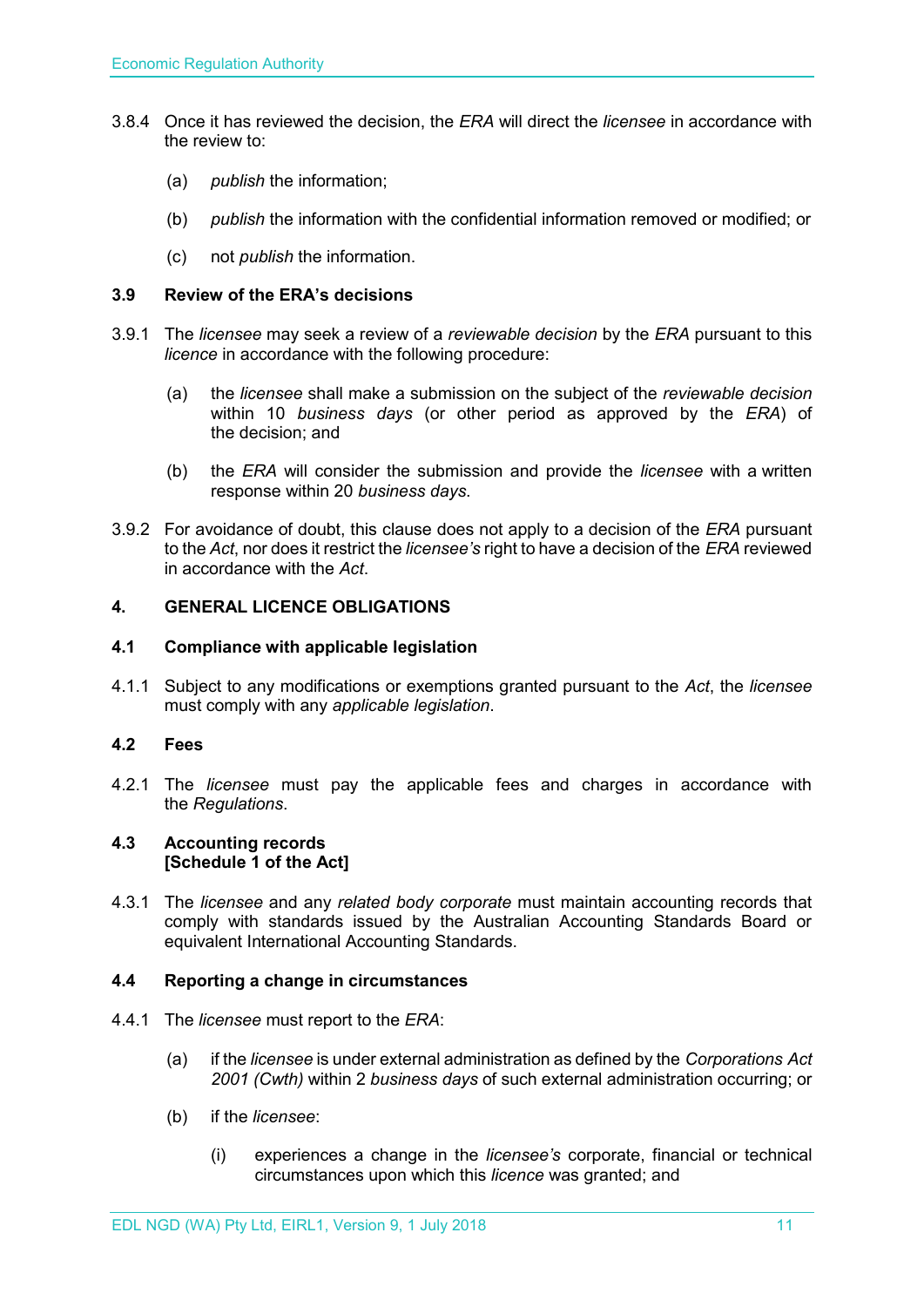3.8.4 Once it has reviewed the decision, the *ERA* will direct the *licensee* in accordance with the review to:

(a) *publish* the information;

(b) *publish* the information with the confidential information removed or modified; or

(c) not *publish* the information.

### 3.9 Review of the ERA's decisions

3.9.1 The *licensee* may seek a review of a *reviewable decision* by the *ERA* pursuant to this *licence* in accordance with the following procedure:

(a) the *licensee* shall make a submission on the subject of the *reviewable decision* within 10 *business days* (or other period as approved by the *ERA*) of the decision; and

(b) the *ERA* will consider the submission and provide the *licensee* with a written response within 20 *business days*.

3.9.2 For avoidance of doubt, this clause does not apply to a decision of the *ERA* pursuant to the *Act*, nor does it restrict the *licensee's* right to have a decision of the *ERA* reviewed in accordance with the *Act*.

## 4. GENERAL LICENCE OBLIGATIONS

### 4.1 Compliance with applicable legislation

4.1.1 Subject to any modifications or exemptions granted pursuant to the *Act*, the *licensee* must comply with any *applicable legislation*.

### 4.2 Fees

4.2.1 The *licensee* must pay the applicable fees and charges in accordance with the *Regulations*.

### 4.3 Accounting records [Schedule 1 of the Act]

4.3.1 The *licensee* and any *related body corporate* must maintain accounting records that comply with standards issued by the Australian Accounting Standards Board or equivalent International Accounting Standards.

### 4.4 Reporting a change in circumstances

4.4.1 The *licensee* must report to the *ERA*:

(a) if the *licensee* is under external administration as defined by the *Corporations Act 2001 (Cwth)* within 2 *business days* of such external administration occurring; or

(b) if the *licensee*:

(i) experiences a change in the *licensee's* corporate, financial or technical circumstances upon which this *licence* was granted; and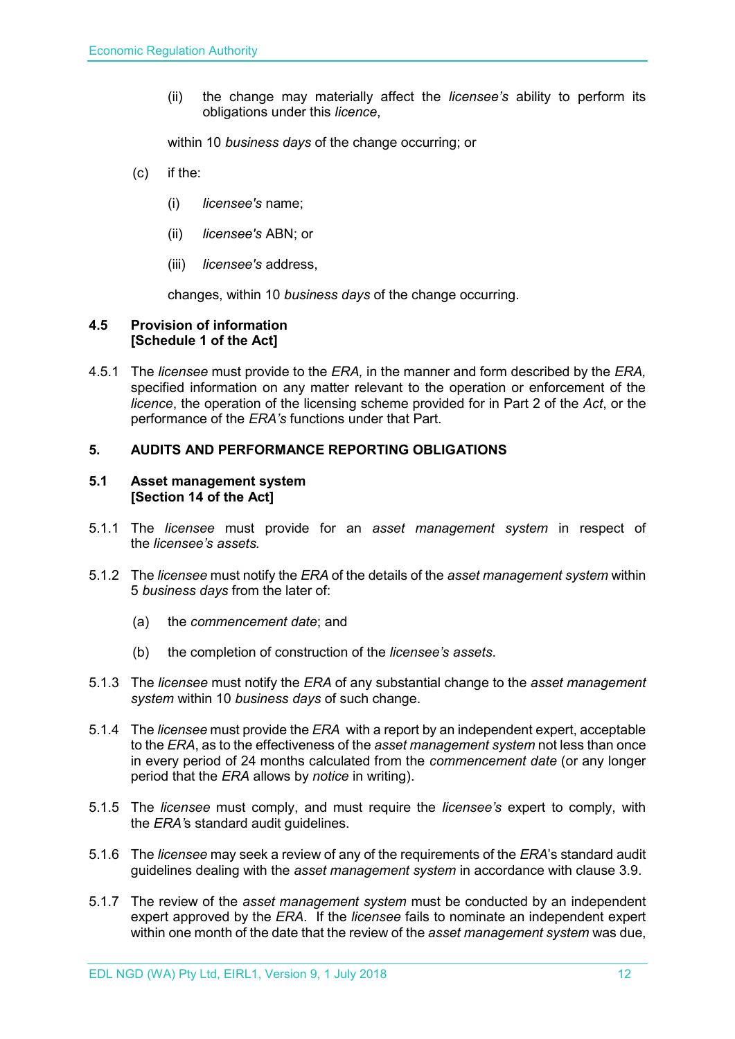(ii) the change may materially affect the *licensee's* ability to perform its obligations under this *licence*,

within 10 *business days* of the change occurring; or

(c) if the:

(i) *licensee's* name;

(ii) *licensee's* ABN; or

(iii) *licensee's* address,

changes, within 10 *business days* of the change occurring.

### 4.5 Provision of information [Schedule 1 of the Act]

4.5.1 The *licensee* must provide to the *ERA,* in the manner and form described by the *ERA,* specified information on any matter relevant to the operation or enforcement of the *licence*, the operation of the licensing scheme provided for in Part 2 of the *Act*, or the performance of the *ERA's* functions under that Part.

## 5. AUDITS AND PERFORMANCE REPORTING OBLIGATIONS

### 5.1 Asset management system [Section 14 of the Act]

5.1.1 The *licensee* must provide for an *asset management system* in respect of the *licensee's assets.*

5.1.2 The *licensee* must notify the *ERA* of the details of the *asset management system* within 5 *business days* from the later of:

(a) the *commencement date*; and

(b) the completion of construction of the *licensee's assets*.

5.1.3 The *licensee* must notify the *ERA* of any substantial change to the *asset management system* within 10 *business days* of such change.

5.1.4 The *licensee* must provide the *ERA* with a report by an independent expert, acceptable to the *ERA*, as to the effectiveness of the *asset management system* not less than once in every period of 24 months calculated from the *commencement date* (or any longer period that the *ERA* allows by *notice* in writing).

5.1.5 The *licensee* must comply, and must require the *licensee's* expert to comply, with the *ERA'*s standard audit guidelines.

5.1.6 The *licensee* may seek a review of any of the requirements of the *ERA*'s standard audit guidelines dealing with the *asset management system* in accordance with clause 3.9.

5.1.7 The review of the *asset management system* must be conducted by an independent expert approved by the *ERA*. If the *licensee* fails to nominate an independent expert within one month of the date that the review of the *asset management system* was due,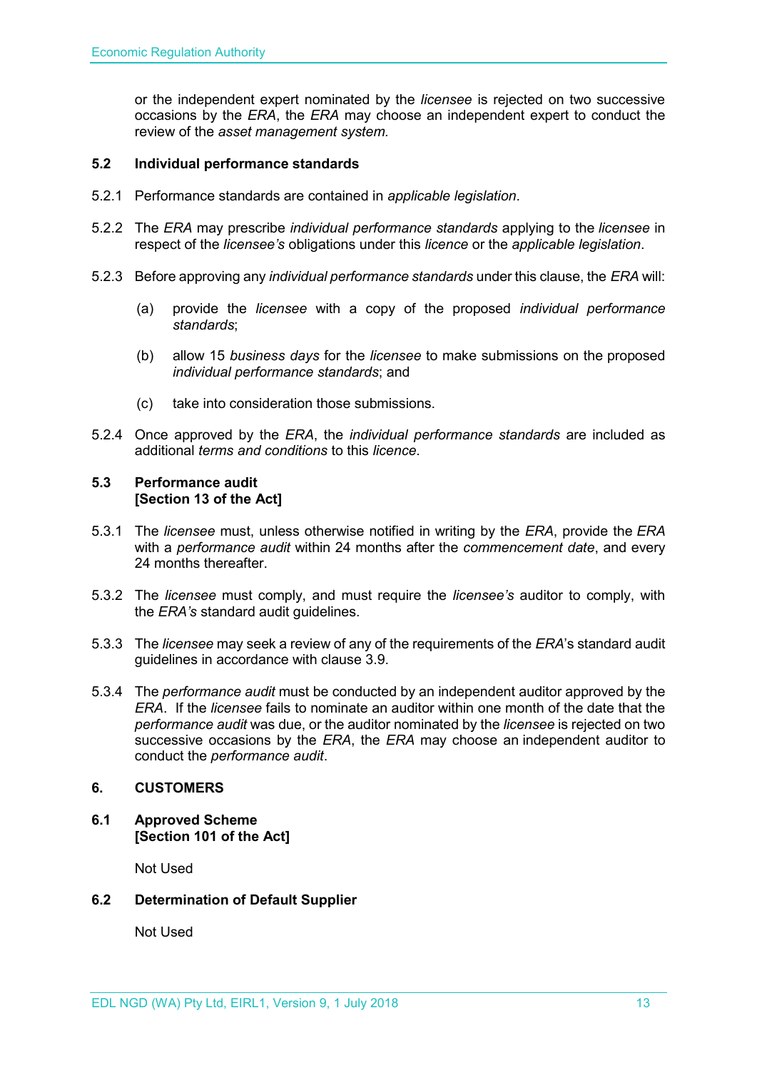or the independent expert nominated by the *licensee* is rejected on two successive occasions by the *ERA*, the *ERA* may choose an independent expert to conduct the review of the *asset management system.*

### 5.2 Individual performance standards

5.2.1 Performance standards are contained in *applicable legislation*.

5.2.2 The *ERA* may prescribe *individual performance standards* applying to the *licensee* in respect of the *licensee's* obligations under this *licence* or the *applicable legislation*.

5.2.3 Before approving any *individual performance standards* under this clause, the *ERA* will:

(a) provide the *licensee* with a copy of the proposed *individual performance standards*;

(b) allow 15 *business days* for the *licensee* to make submissions on the proposed *individual performance standards*; and

(c) take into consideration those submissions.

5.2.4 Once approved by the *ERA*, the *individual performance standards* are included as additional *terms and conditions* to this *licence*.

### 5.3 Performance audit [Section 13 of the Act]

5.3.1 The *licensee* must, unless otherwise notified in writing by the *ERA*, provide the *ERA* with a *performance audit* within 24 months after the *commencement date*, and every 24 months thereafter.

5.3.2 The *licensee* must comply, and must require the *licensee's* auditor to comply, with the *ERA's* standard audit guidelines.

5.3.3 The *licensee* may seek a review of any of the requirements of the *ERA*'s standard audit guidelines in accordance with clause 3.9.

5.3.4 The *performance audit* must be conducted by an independent auditor approved by the *ERA*. If the *licensee* fails to nominate an auditor within one month of the date that the *performance audit* was due, or the auditor nominated by the *licensee* is rejected on two successive occasions by the *ERA*, the *ERA* may choose an independent auditor to conduct the *performance audit*.

## 6. CUSTOMERS

### 6.1 Approved Scheme [Section 101 of the Act]

Not Used

### 6.2 Determination of Default Supplier

Not Used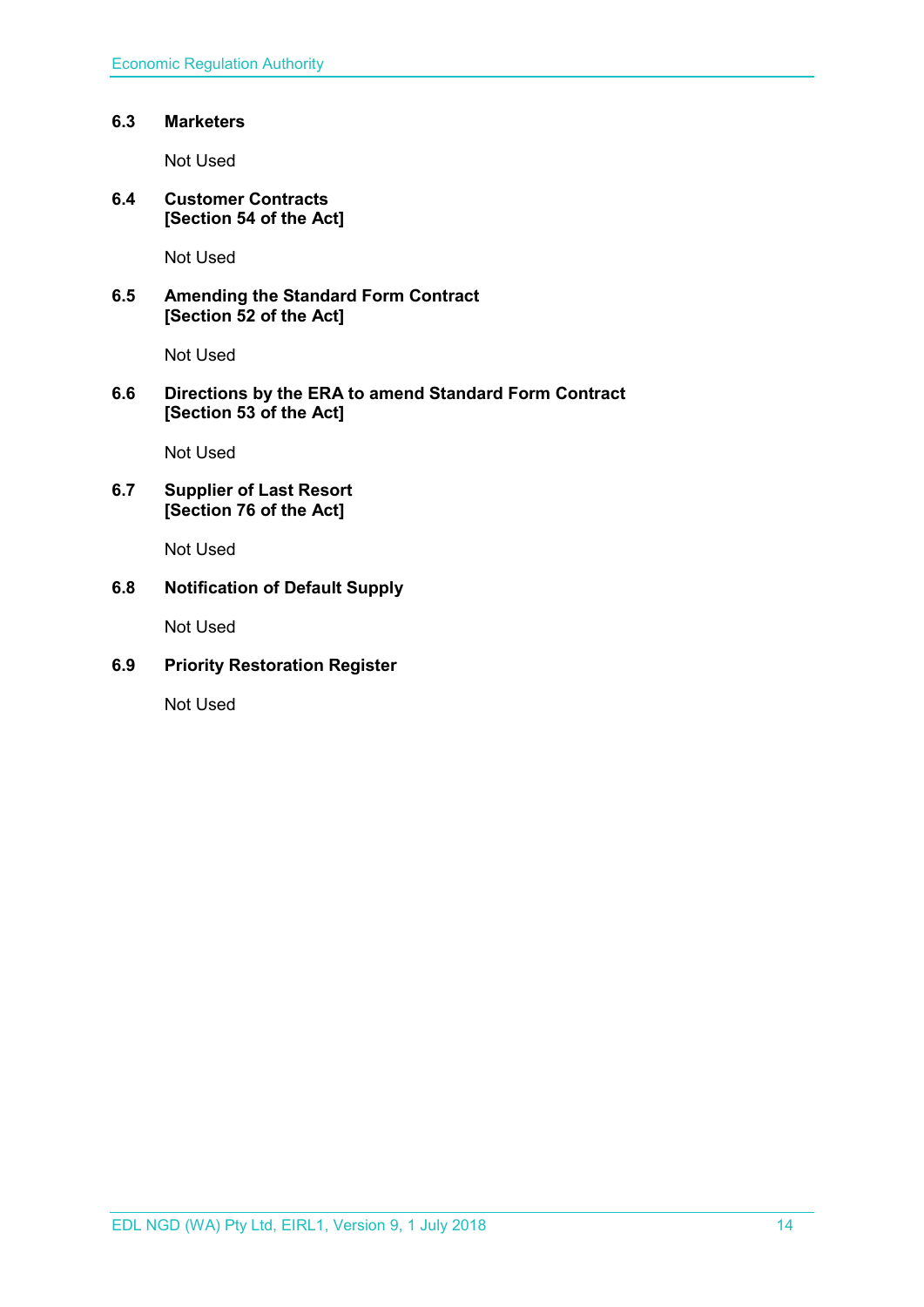### 6.3 Marketers

Not Used

### 6.4 Customer Contracts [Section 54 of the Act]

Not Used

### 6.5 Amending the Standard Form Contract [Section 52 of the Act]

Not Used

### 6.6 Directions by the ERA to amend Standard Form Contract [Section 53 of the Act]

Not Used

### 6.7 Supplier of Last Resort [Section 76 of the Act]

Not Used

### 6.8 Notification of Default Supply

Not Used

### 6.9 Priority Restoration Register

Not Used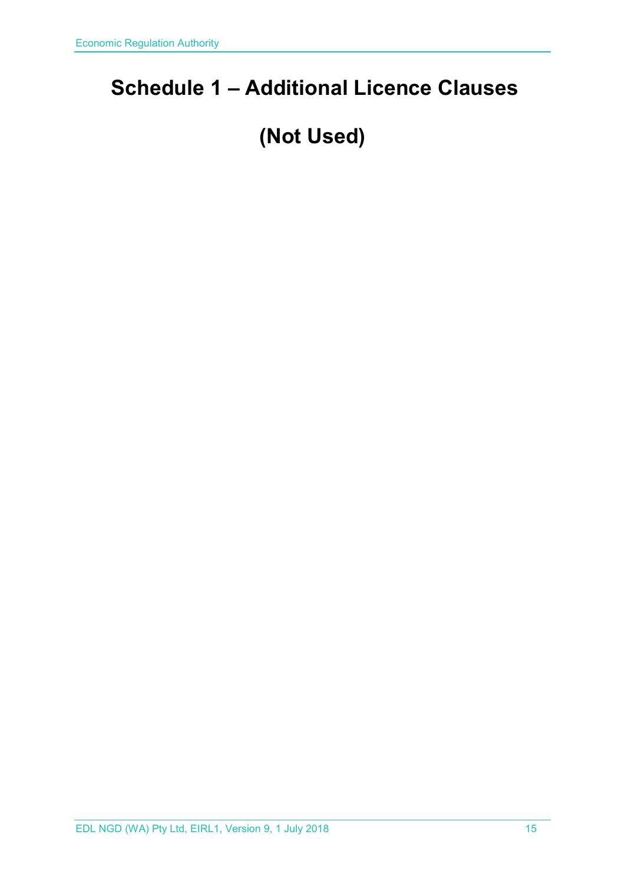# Schedule 1 – Additional Licence Clauses

# (Not Used)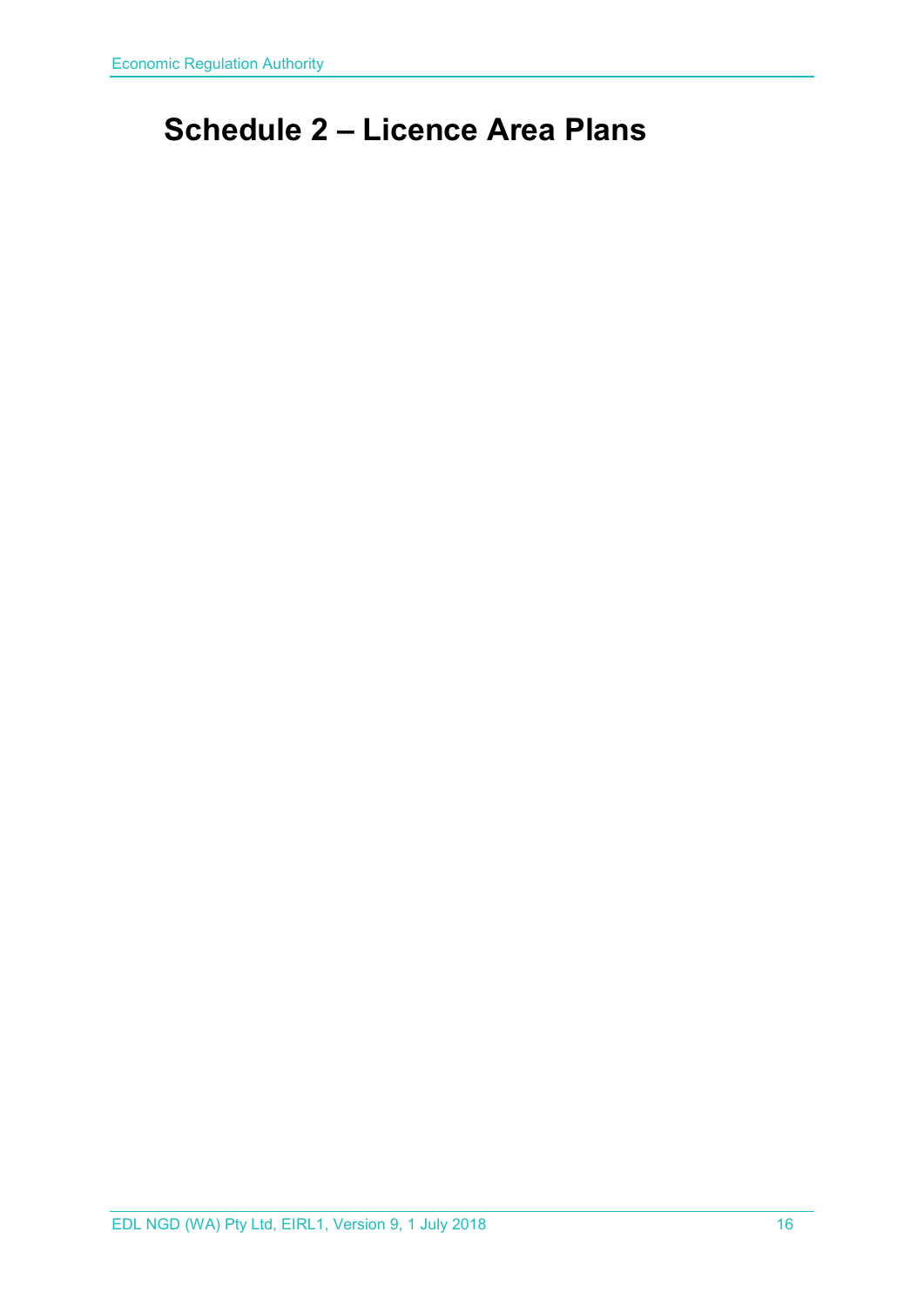# Schedule 2 – Licence Area Plans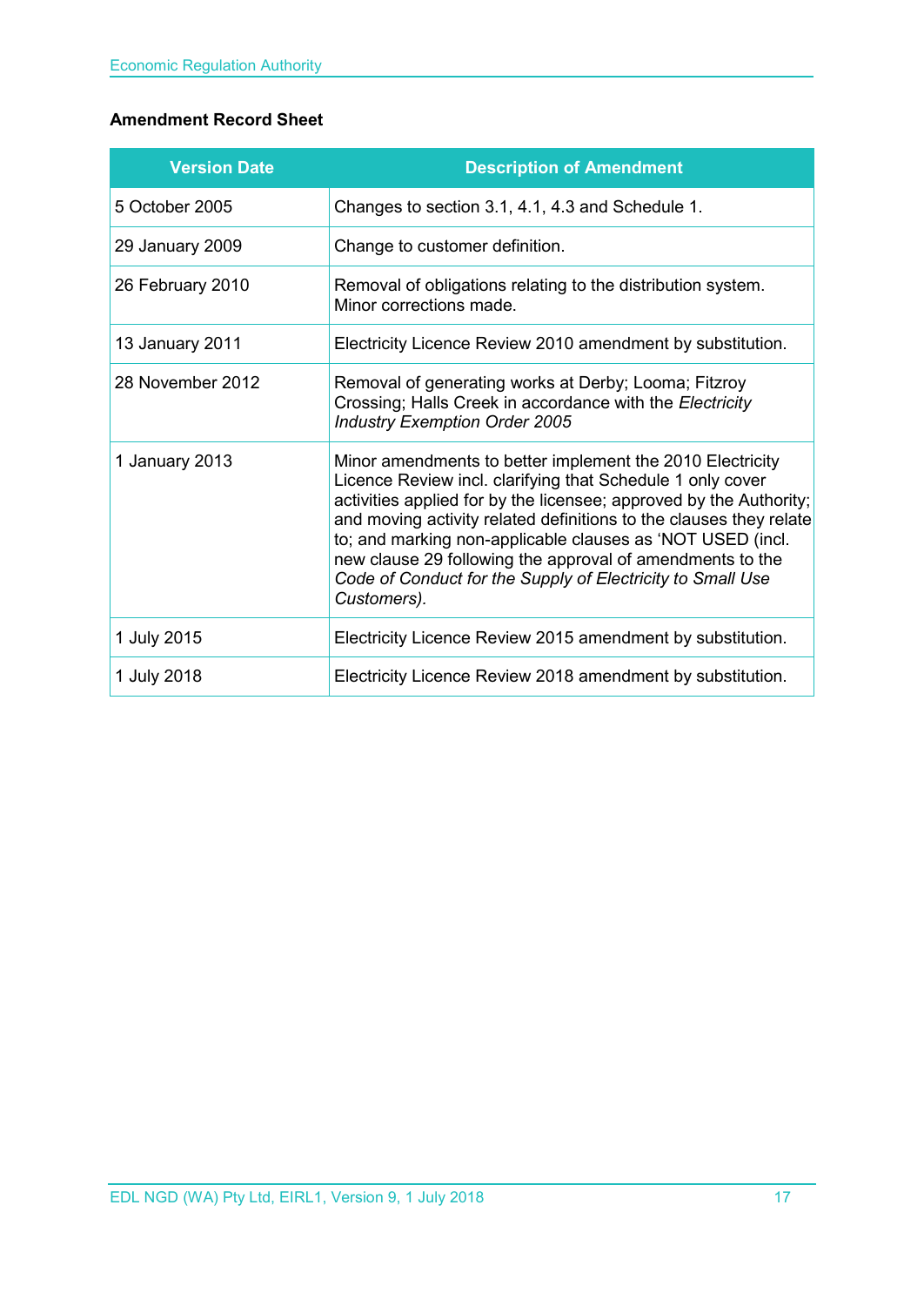**Amendment Record Sheet**

| Version Date | Description of Amendment |
|---|---|
| 5 October 2005 | Changes to section 3.1, 4.1, 4.3 and Schedule 1. |
| 29 January 2009 | Change to customer definition. |
| 26 February 2010 | Removal of obligations relating to the distribution system. Minor corrections made. |
| 13 January 2011 | Electricity Licence Review 2010 amendment by substitution. |
| 28 November 2012 | Removal of generating works at Derby; Looma; Fitzroy Crossing; Halls Creek in accordance with the *Electricity Industry Exemption Order 2005* |
| 1 January 2013 | Minor amendments to better implement the 2010 Electricity Licence Review incl. clarifying that Schedule 1 only cover activities applied for by the licensee; approved by the Authority; and moving activity related definitions to the clauses they relate to; and marking non-applicable clauses as 'NOT USED (incl. new clause 29 following the approval of amendments to the *Code of Conduct for the Supply of Electricity to Small Use Customers).* |
| 1 July 2015 | Electricity Licence Review 2015 amendment by substitution. |
| 1 July 2018 | Electricity Licence Review 2018 amendment by substitution. |